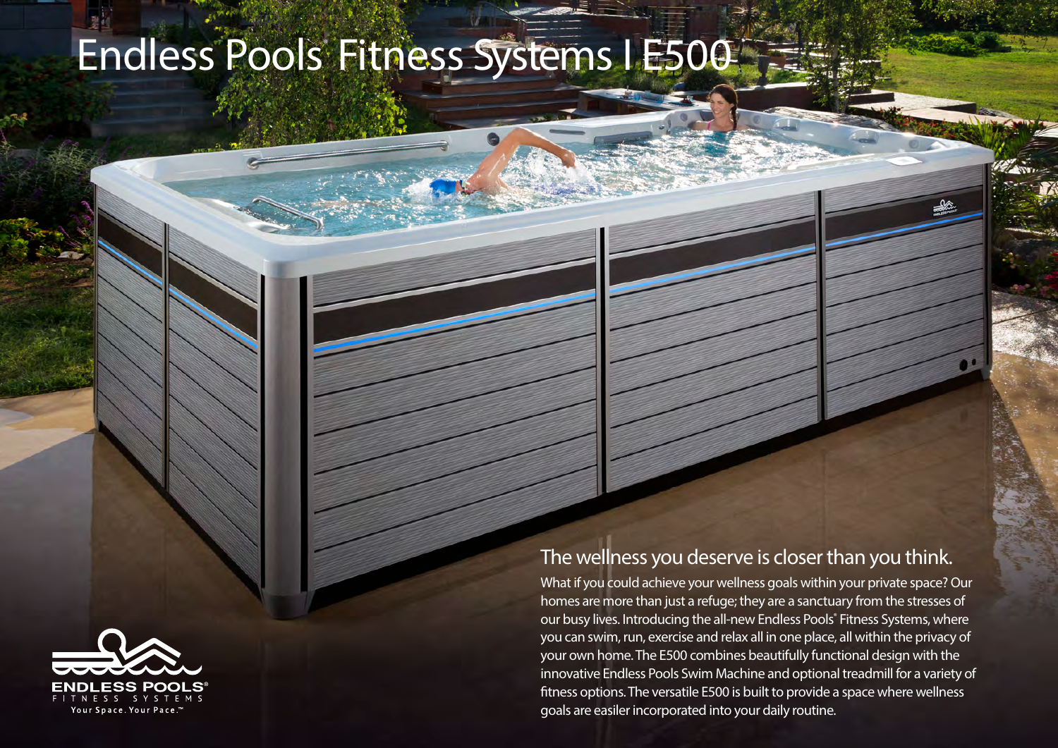# Endless Pools Fitness Systems I E500

## The wellness you deserve is closer than you think.

What if you could achieve your wellness goals within your private space? Our homes are more than just a refuge; they are a sanctuary from the stresses of our busy lives. Introducing the all-new Endless Pools® Fitness Systems, where you can swim, run, exercise and relax all in one place, all within the privacy of your own home. The E500 combines beautifully functional design with the innovative Endless Pools Swim Machine and optional treadmill for a variety of fitness options. The versatile E500 is built to provide a space where wellness goals are easiler incorporated into your daily routine.

ENDLESS POOLS®
FITNESS SYSTEMS
Your Space. Your Pace.™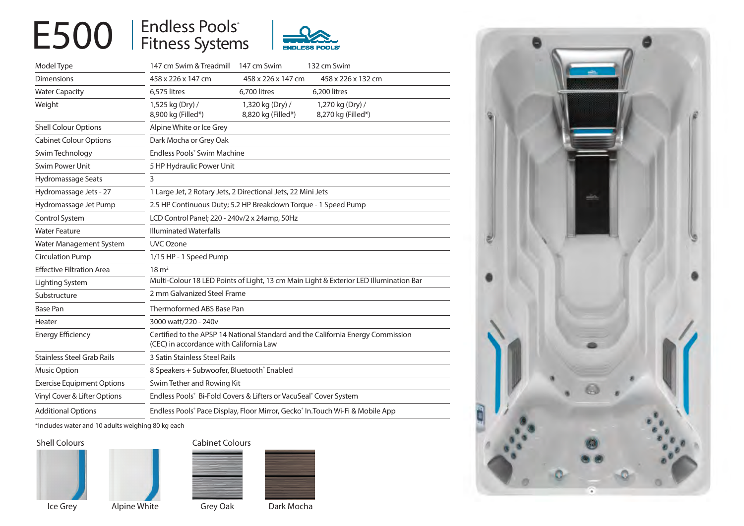# E500

## Endless Pools® Fitness Systems

| | | | |
|---|---|---|---|
| Model Type | 147 cm Swim & Treadmill | 147 cm Swim | 132 cm Swim |
| Dimensions | 458 x 226 x 147 cm | 458 x 226 x 147 cm | 458 x 226 x 132 cm |
| Water Capacity | 6,575 litres | 6,700 litres | 6,200 litres |
| Weight | 1,525 kg (Dry) / 8,900 kg (Filled*) | 1,320 kg (Dry) / 8,820 kg (Filled*) | 1,270 kg (Dry) / 8,270 kg (Filled*) |
| Shell Colour Options | Alpine White or Ice Grey | | |
| Cabinet Colour Options | Dark Mocha or Grey Oak | | |
| Swim Technology | Endless Pools® Swim Machine | | |
| Swim Power Unit | 5 HP Hydraulic Power Unit | | |
| Hydromassage Seats | 3 | | |
| Hydromassage Jets - 27 | 1 Large Jet, 2 Rotary Jets, 2 Directional Jets, 22 Mini Jets | | |
| Hydromassage Jet Pump | 2.5 HP Continuous Duty; 5.2 HP Breakdown Torque - 1 Speed Pump | | |
| Control System | LCD Control Panel; 220 - 240v/2 x 24amp, 50Hz | | |
| Water Feature | Illuminated Waterfalls | | |
| Water Management System | UVC Ozone | | |
| Circulation Pump | 1/15 HP - 1 Speed Pump | | |
| Effective Filtration Area | 18 $m^2$ | | |
| Lighting System | Multi-Colour 18 LED Points of Light, 13 cm Main Light & Exterior LED Illumination Bar | | |
| Substructure | 2 mm Galvanized Steel Frame | | |
| Base Pan | Thermoformed ABS Base Pan | | |
| Heater | 3000 watt/220 - 240v | | |
| Energy Efficiency | Certified to the APSP 14 National Standard and the California Energy Commission (CEC) in accordance with California Law | | |
| Stainless Steel Grab Rails | 3 Satin Stainless Steel Rails | | |
| Music Option | 8 Speakers + Subwoofer, Bluetooth® Enabled | | |
| Exercise Equipment Options | Swim Tether and Rowing Kit | | |
| Vinyl Cover & Lifter Options | Endless Pools® Bi-Fold Covers & Lifters or VacuSeal® Cover System | | |
| Additional Options | Endless Pools® Pace Display, Floor Mirror, Gecko® In.Touch Wi-Fi & Mobile App | | |

*Includes water and 10 adults weighing 80 kg each

**Shell Colours**

Ice Grey

Alpine White

**Cabinet Colours**

Grey Oak

Dark Mocha